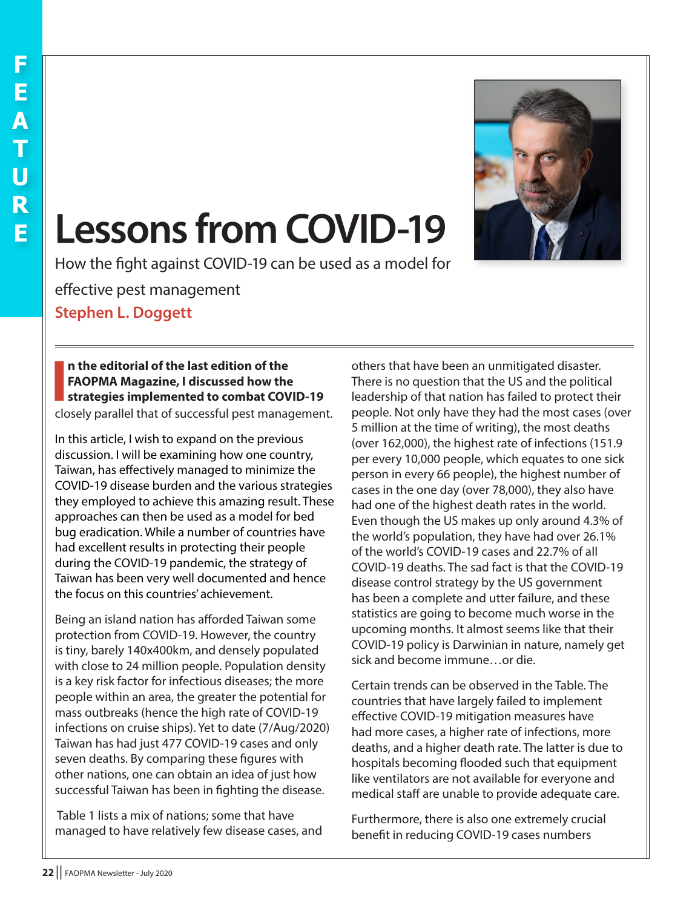# Lessons from COVID-19

How the fight against COVID-19 can be used as a model for effective pest management

**Stephen L. Doggett**

**In the editorial of the last edition of the FAOPMA Magazine, I discussed how the strategies implemented to combat COVID-19** closely parallel that of successful pest management.

In this article, I wish to expand on the previous discussion. I will be examining how one country, Taiwan, has effectively managed to minimize the COVID-19 disease burden and the various strategies they employed to achieve this amazing result. These approaches can then be used as a model for bed bug eradication. While a number of countries have had excellent results in protecting their people during the COVID-19 pandemic, the strategy of Taiwan has been very well documented and hence the focus on this countries' achievement.

Being an island nation has afforded Taiwan some protection from COVID-19. However, the country is tiny, barely 140x400km, and densely populated with close to 24 million people. Population density is a key risk factor for infectious diseases; the more people within an area, the greater the potential for mass outbreaks (hence the high rate of COVID-19 infections on cruise ships). Yet to date (7/Aug/2020) Taiwan has had just 477 COVID-19 cases and only seven deaths. By comparing these figures with other nations, one can obtain an idea of just how successful Taiwan has been in fighting the disease.

Table 1 lists a mix of nations; some that have managed to have relatively few disease cases, and others that have been an unmitigated disaster. There is no question that the US and the political leadership of that nation has failed to protect their people. Not only have they had the most cases (over 5 million at the time of writing), the most deaths (over 162,000), the highest rate of infections (151.9 per every 10,000 people, which equates to one sick person in every 66 people), the highest number of cases in the one day (over 78,000), they also have had one of the highest death rates in the world. Even though the US makes up only around 4.3% of the world's population, they have had over 26.1% of the world's COVID-19 cases and 22.7% of all COVID-19 deaths. The sad fact is that the COVID-19 disease control strategy by the US government has been a complete and utter failure, and these statistics are going to become much worse in the upcoming months. It almost seems like that their COVID-19 policy is Darwinian in nature, namely get sick and become immune…or die.

Certain trends can be observed in the Table. The countries that have largely failed to implement effective COVID-19 mitigation measures have had more cases, a higher rate of infections, more deaths, and a higher death rate. The latter is due to hospitals becoming flooded such that equipment like ventilators are not available for everyone and medical staff are unable to provide adequate care.

Furthermore, there is also one extremely crucial benefit in reducing COVID-19 cases numbers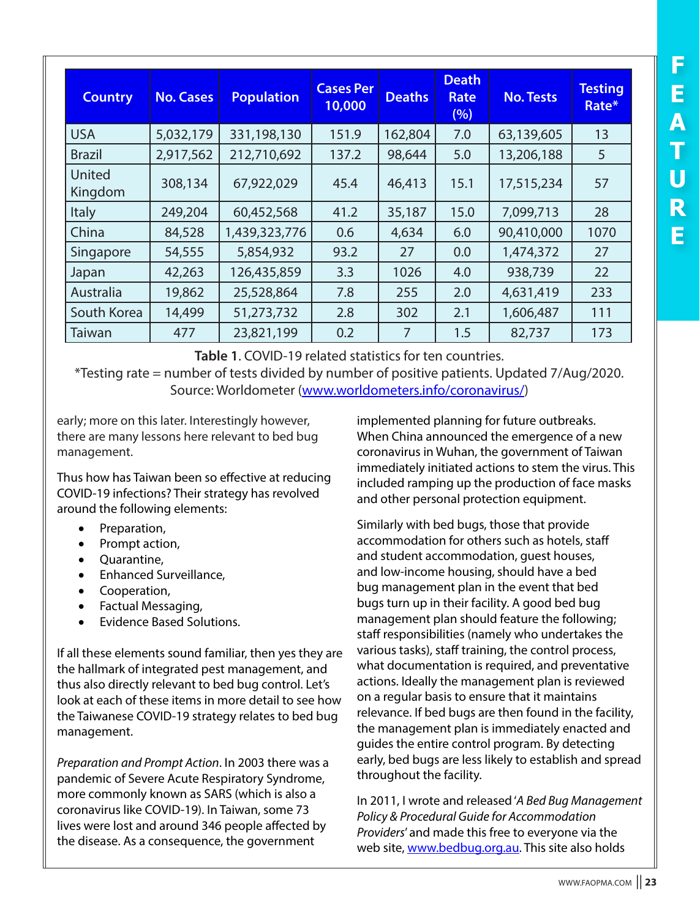| Country | No. Cases | Population | Cases Per 10,000 | Deaths | Death Rate (%) | No. Tests | Testing Rate* |
|---|---|---|---|---|---|---|---|
| USA | 5,032,179 | 331,198,130 | 151.9 | 162,804 | 7.0 | 63,139,605 | 13 |
| Brazil | 2,917,562 | 212,710,692 | 137.2 | 98,644 | 5.0 | 13,206,188 | 5 |
| United Kingdom | 308,134 | 67,922,029 | 45.4 | 46,413 | 15.1 | 17,515,234 | 57 |
| Italy | 249,204 | 60,452,568 | 41.2 | 35,187 | 15.0 | 7,099,713 | 28 |
| China | 84,528 | 1,439,323,776 | 0.6 | 4,634 | 6.0 | 90,410,000 | 1070 |
| Singapore | 54,555 | 5,854,932 | 93.2 | 27 | 0.0 | 1,474,372 | 27 |
| Japan | 42,263 | 126,435,859 | 3.3 | 1026 | 4.0 | 938,739 | 22 |
| Australia | 19,862 | 25,528,864 | 7.8 | 255 | 2.0 | 4,631,419 | 233 |
| South Korea | 14,499 | 51,273,732 | 2.8 | 302 | 2.1 | 1,606,487 | 111 |
| Taiwan | 477 | 23,821,199 | 0.2 | 7 | 1.5 | 82,737 | 173 |

**Table 1**. COVID-19 related statistics for ten countries.
*Testing rate = number of tests divided by number of positive patients. Updated 7/Aug/2020.
Source: Worldometer (www.worldometers.info/coronavirus/)

early; more on this later. Interestingly however, there are many lessons here relevant to bed bug management.

Thus how has Taiwan been so effective at reducing COVID-19 infections? Their strategy has revolved around the following elements:

- Preparation,
- Prompt action,
- Quarantine,
- Enhanced Surveillance,
- Cooperation,
- Factual Messaging,
- Evidence Based Solutions.

If all these elements sound familiar, then yes they are the hallmark of integrated pest management, and thus also directly relevant to bed bug control. Let's look at each of these items in more detail to see how the Taiwanese COVID-19 strategy relates to bed bug management.

*Preparation and Prompt Action*. In 2003 there was a pandemic of Severe Acute Respiratory Syndrome, more commonly known as SARS (which is also a coronavirus like COVID-19). In Taiwan, some 73 lives were lost and around 346 people affected by the disease. As a consequence, the government implemented planning for future outbreaks. When China announced the emergence of a new coronavirus in Wuhan, the government of Taiwan immediately initiated actions to stem the virus. This included ramping up the production of face masks and other personal protection equipment.

Similarly with bed bugs, those that provide accommodation for others such as hotels, staff and student accommodation, guest houses, and low-income housing, should have a bed bug management plan in the event that bed bugs turn up in their facility. A good bed bug management plan should feature the following; staff responsibilities (namely who undertakes the various tasks), staff training, the control process, what documentation is required, and preventative actions. Ideally the management plan is reviewed on a regular basis to ensure that it maintains relevance. If bed bugs are then found in the facility, the management plan is immediately enacted and guides the entire control program. By detecting early, bed bugs are less likely to establish and spread throughout the facility.

In 2011, I wrote and released '*A Bed Bug Management Policy & Procedural Guide for Accommodation Providers*' and made this free to everyone via the web site, www.bedbug.org.au. This site also holds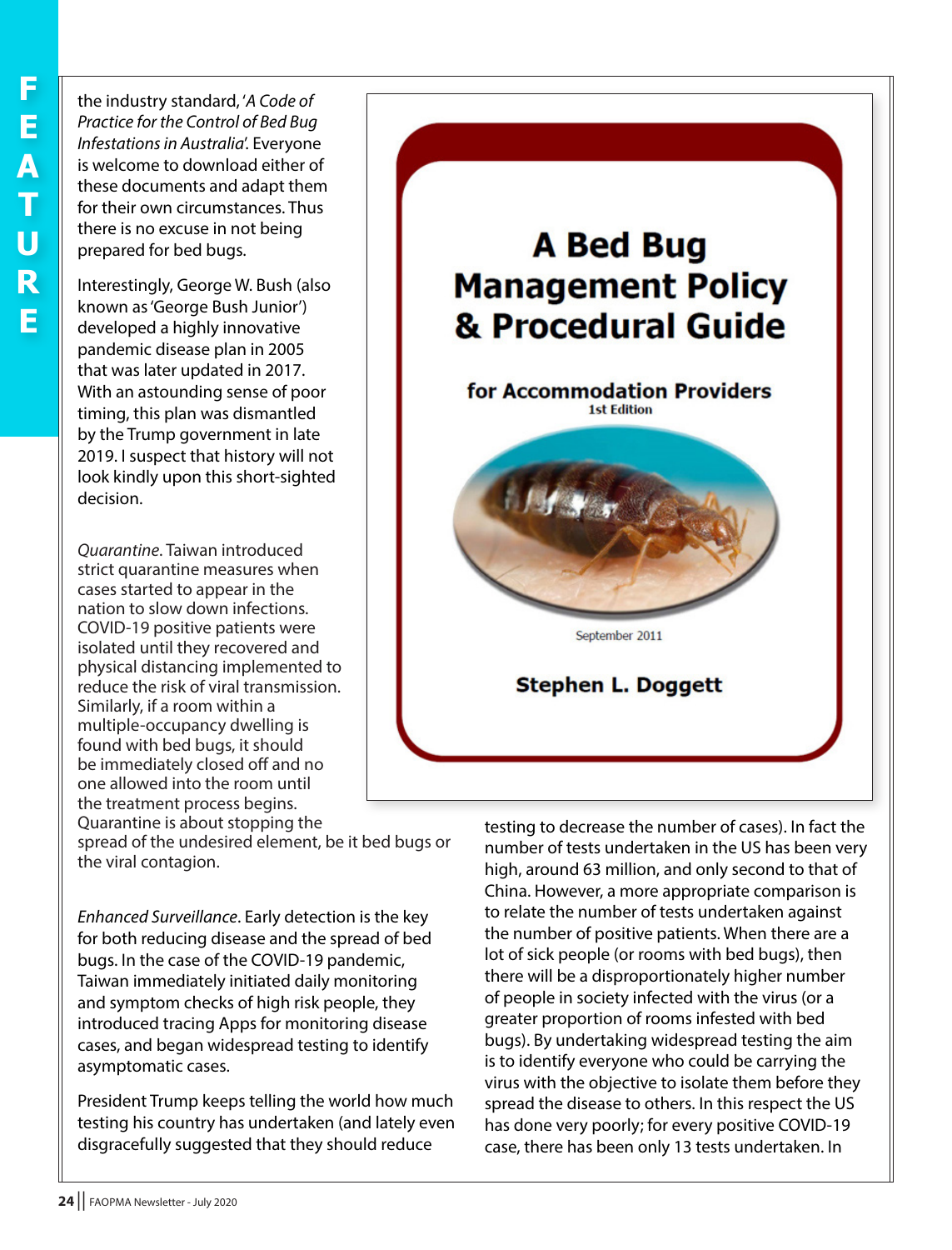the industry standard, '*A Code of Practice for the Control of Bed Bug Infestations in Australia*'. Everyone is welcome to download either of these documents and adapt them for their own circumstances. Thus there is no excuse in not being prepared for bed bugs.

Interestingly, George W. Bush (also known as 'George Bush Junior') developed a highly innovative pandemic disease plan in 2005 that was later updated in 2017. With an astounding sense of poor timing, this plan was dismantled by the Trump government in late 2019. I suspect that history will not look kindly upon this short-sighted decision.

*Quarantine*. Taiwan introduced strict quarantine measures when cases started to appear in the nation to slow down infections. COVID-19 positive patients were isolated until they recovered and physical distancing implemented to reduce the risk of viral transmission. Similarly, if a room within a multiple-occupancy dwelling is found with bed bugs, it should be immediately closed off and no one allowed into the room until the treatment process begins. Quarantine is about stopping the spread of the undesired element, be it bed bugs or the viral contagion.

*Enhanced Surveillance*. Early detection is the key for both reducing disease and the spread of bed bugs. In the case of the COVID-19 pandemic, Taiwan immediately initiated daily monitoring and symptom checks of high risk people, they introduced tracing Apps for monitoring disease cases, and began widespread testing to identify asymptomatic cases.

President Trump keeps telling the world how much testing his country has undertaken (and lately even disgracefully suggested that they should reduce testing to decrease the number of cases). In fact the number of tests undertaken in the US has been very high, around 63 million, and only second to that of China. However, a more appropriate comparison is to relate the number of tests undertaken against the number of positive patients. When there are a lot of sick people (or rooms with bed bugs), then there will be a disproportionately higher number of people in society infected with the virus (or a greater proportion of rooms infested with bed bugs). By undertaking widespread testing the aim is to identify everyone who could be carrying the virus with the objective to isolate them before they spread the disease to others. In this respect the US has done very poorly; for every positive COVID-19 case, there has been only 13 tests undertaken. In

A Bed Bug Management Policy & Procedural Guide

for Accommodation Providers

1st Edition

September 2011

Stephen L. Doggett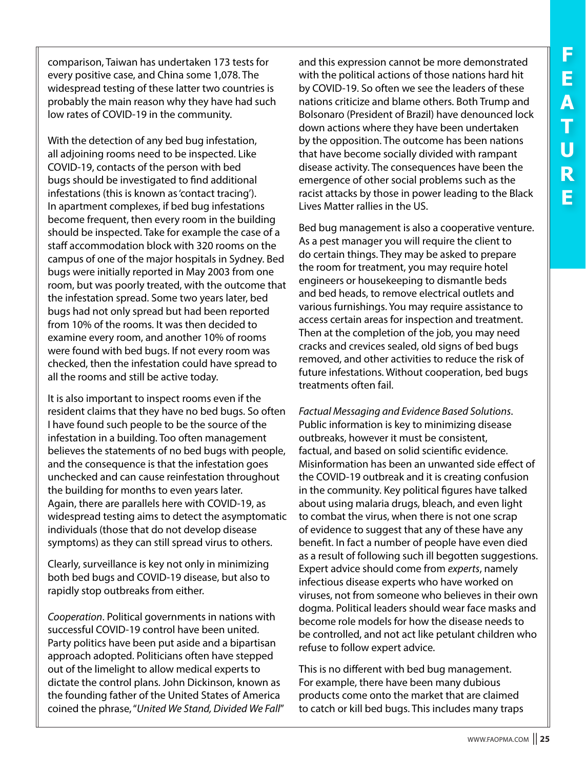comparison, Taiwan has undertaken 173 tests for every positive case, and China some 1,078. The widespread testing of these latter two countries is probably the main reason why they have had such low rates of COVID-19 in the community.

With the detection of any bed bug infestation, all adjoining rooms need to be inspected. Like COVID-19, contacts of the person with bed bugs should be investigated to find additional infestations (this is known as 'contact tracing'). In apartment complexes, if bed bug infestations become frequent, then every room in the building should be inspected. Take for example the case of a staff accommodation block with 320 rooms on the campus of one of the major hospitals in Sydney. Bed bugs were initially reported in May 2003 from one room, but was poorly treated, with the outcome that the infestation spread. Some two years later, bed bugs had not only spread but had been reported from 10% of the rooms. It was then decided to examine every room, and another 10% of rooms were found with bed bugs. If not every room was checked, then the infestation could have spread to all the rooms and still be active today.

It is also important to inspect rooms even if the resident claims that they have no bed bugs. So often I have found such people to be the source of the infestation in a building. Too often management believes the statements of no bed bugs with people, and the consequence is that the infestation goes unchecked and can cause reinfestation throughout the building for months to even years later. Again, there are parallels here with COVID-19, as widespread testing aims to detect the asymptomatic individuals (those that do not develop disease symptoms) as they can still spread virus to others.

Clearly, surveillance is key not only in minimizing both bed bugs and COVID-19 disease, but also to rapidly stop outbreaks from either.

*Cooperation*. Political governments in nations with successful COVID-19 control have been united. Party politics have been put aside and a bipartisan approach adopted. Politicians often have stepped out of the limelight to allow medical experts to dictate the control plans. John Dickinson, known as the founding father of the United States of America coined the phrase, "*United We Stand, Divided We Fall*" and this expression cannot be more demonstrated with the political actions of those nations hard hit by COVID-19. So often we see the leaders of these nations criticize and blame others. Both Trump and Bolsonaro (President of Brazil) have denounced lock down actions where they have been undertaken by the opposition. The outcome has been nations that have become socially divided with rampant disease activity. The consequences have been the emergence of other social problems such as the racist attacks by those in power leading to the Black Lives Matter rallies in the US.

Bed bug management is also a cooperative venture. As a pest manager you will require the client to do certain things. They may be asked to prepare the room for treatment, you may require hotel engineers or housekeeping to dismantle beds and bed heads, to remove electrical outlets and various furnishings. You may require assistance to access certain areas for inspection and treatment. Then at the completion of the job, you may need cracks and crevices sealed, old signs of bed bugs removed, and other activities to reduce the risk of future infestations. Without cooperation, bed bugs treatments often fail.

*Factual Messaging and Evidence Based Solutions*. Public information is key to minimizing disease outbreaks, however it must be consistent, factual, and based on solid scientific evidence. Misinformation has been an unwanted side effect of the COVID-19 outbreak and it is creating confusion in the community. Key political figures have talked about using malaria drugs, bleach, and even light to combat the virus, when there is not one scrap of evidence to suggest that any of these have any benefit. In fact a number of people have even died as a result of following such ill begotten suggestions. Expert advice should come from *experts*, namely infectious disease experts who have worked on viruses, not from someone who believes in their own dogma. Political leaders should wear face masks and become role models for how the disease needs to be controlled, and not act like petulant children who refuse to follow expert advice.

This is no different with bed bug management. For example, there have been many dubious products come onto the market that are claimed to catch or kill bed bugs. This includes many traps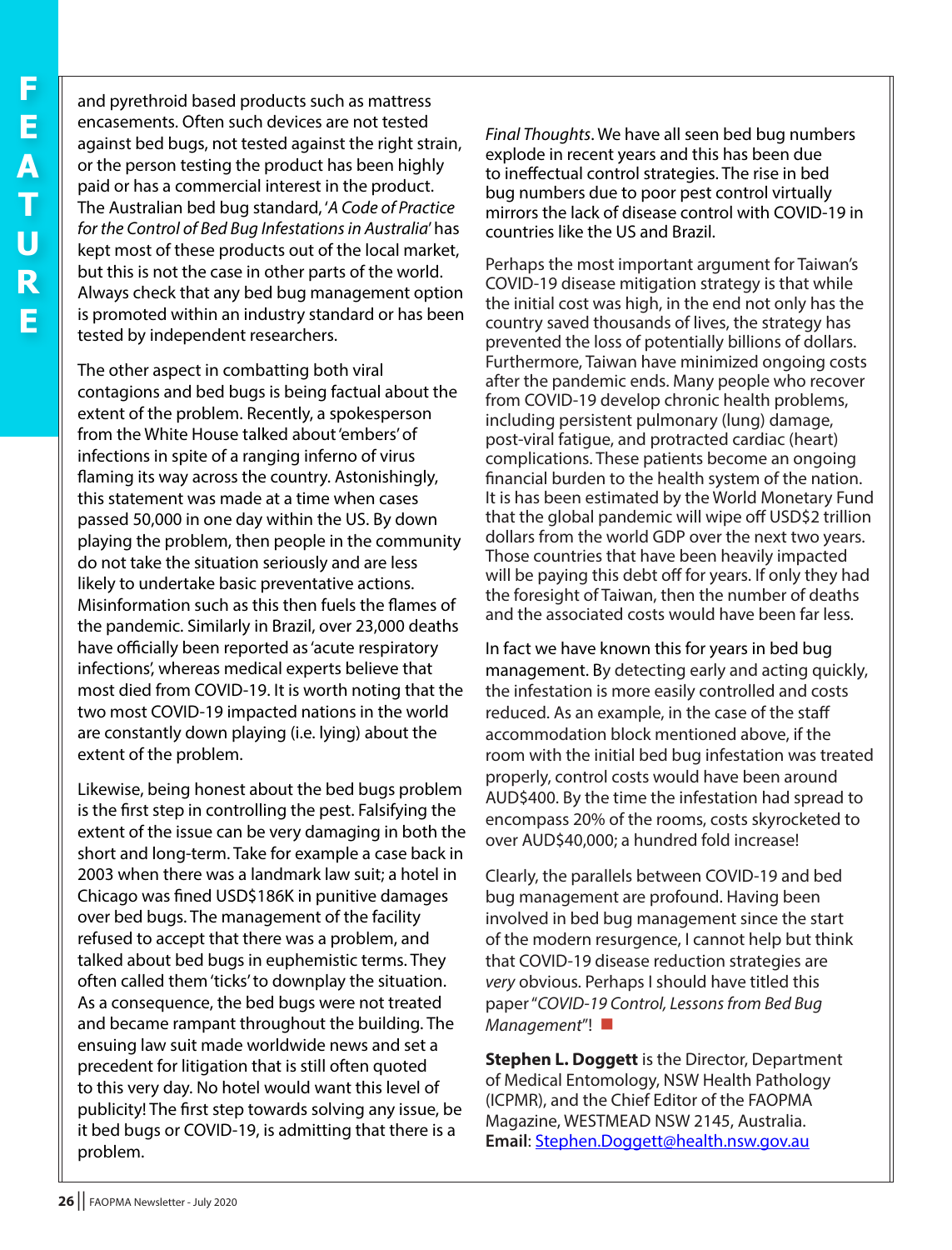and pyrethroid based products such as mattress encasements. Often such devices are not tested against bed bugs, not tested against the right strain, or the person testing the product has been highly paid or has a commercial interest in the product. The Australian bed bug standard, '*A Code of Practice for the Control of Bed Bug Infestations in Australia*' has kept most of these products out of the local market, but this is not the case in other parts of the world. Always check that any bed bug management option is promoted within an industry standard or has been tested by independent researchers.

The other aspect in combatting both viral contagions and bed bugs is being factual about the extent of the problem. Recently, a spokesperson from the White House talked about 'embers' of infections in spite of a ranging inferno of virus flaming its way across the country. Astonishingly, this statement was made at a time when cases passed 50,000 in one day within the US. By down playing the problem, then people in the community do not take the situation seriously and are less likely to undertake basic preventative actions. Misinformation such as this then fuels the flames of the pandemic. Similarly in Brazil, over 23,000 deaths have officially been reported as 'acute respiratory infections', whereas medical experts believe that most died from COVID-19. It is worth noting that the two most COVID-19 impacted nations in the world are constantly down playing (i.e. lying) about the extent of the problem.

Likewise, being honest about the bed bugs problem is the first step in controlling the pest. Falsifying the extent of the issue can be very damaging in both the short and long-term. Take for example a case back in 2003 when there was a landmark law suit; a hotel in Chicago was fined USD$186K in punitive damages over bed bugs. The management of the facility refused to accept that there was a problem, and talked about bed bugs in euphemistic terms. They often called them 'ticks' to downplay the situation. As a consequence, the bed bugs were not treated and became rampant throughout the building. The ensuing law suit made worldwide news and set a precedent for litigation that is still often quoted to this very day. No hotel would want this level of publicity! The first step towards solving any issue, be it bed bugs or COVID-19, is admitting that there is a problem.

*Final Thoughts*. We have all seen bed bug numbers explode in recent years and this has been due to ineffectual control strategies. The rise in bed bug numbers due to poor pest control virtually mirrors the lack of disease control with COVID-19 in countries like the US and Brazil.

Perhaps the most important argument for Taiwan's COVID-19 disease mitigation strategy is that while the initial cost was high, in the end not only has the country saved thousands of lives, the strategy has prevented the loss of potentially billions of dollars. Furthermore, Taiwan have minimized ongoing costs after the pandemic ends. Many people who recover from COVID-19 develop chronic health problems, including persistent pulmonary (lung) damage, post-viral fatigue, and protracted cardiac (heart) complications. These patients become an ongoing financial burden to the health system of the nation. It is has been estimated by the World Monetary Fund that the global pandemic will wipe off USD$2 trillion dollars from the world GDP over the next two years. Those countries that have been heavily impacted will be paying this debt off for years. If only they had the foresight of Taiwan, then the number of deaths and the associated costs would have been far less.

In fact we have known this for years in bed bug management. By detecting early and acting quickly, the infestation is more easily controlled and costs reduced. As an example, in the case of the staff accommodation block mentioned above, if the room with the initial bed bug infestation was treated properly, control costs would have been around AUD$400. By the time the infestation had spread to encompass 20% of the rooms, costs skyrocketed to over AUD$40,000; a hundred fold increase!

Clearly, the parallels between COVID-19 and bed bug management are profound. Having been involved in bed bug management since the start of the modern resurgence, I cannot help but think that COVID-19 disease reduction strategies are *very* obvious. Perhaps I should have titled this paper "*COVID-19 Control, Lessons from Bed Bug Management*"! ■

**Stephen L. Doggett** is the Director, Department of Medical Entomology, NSW Health Pathology (ICPMR), and the Chief Editor of the FAOPMA Magazine, WESTMEAD NSW 2145, Australia. **Email**: Stephen.Doggett@health.nsw.gov.au